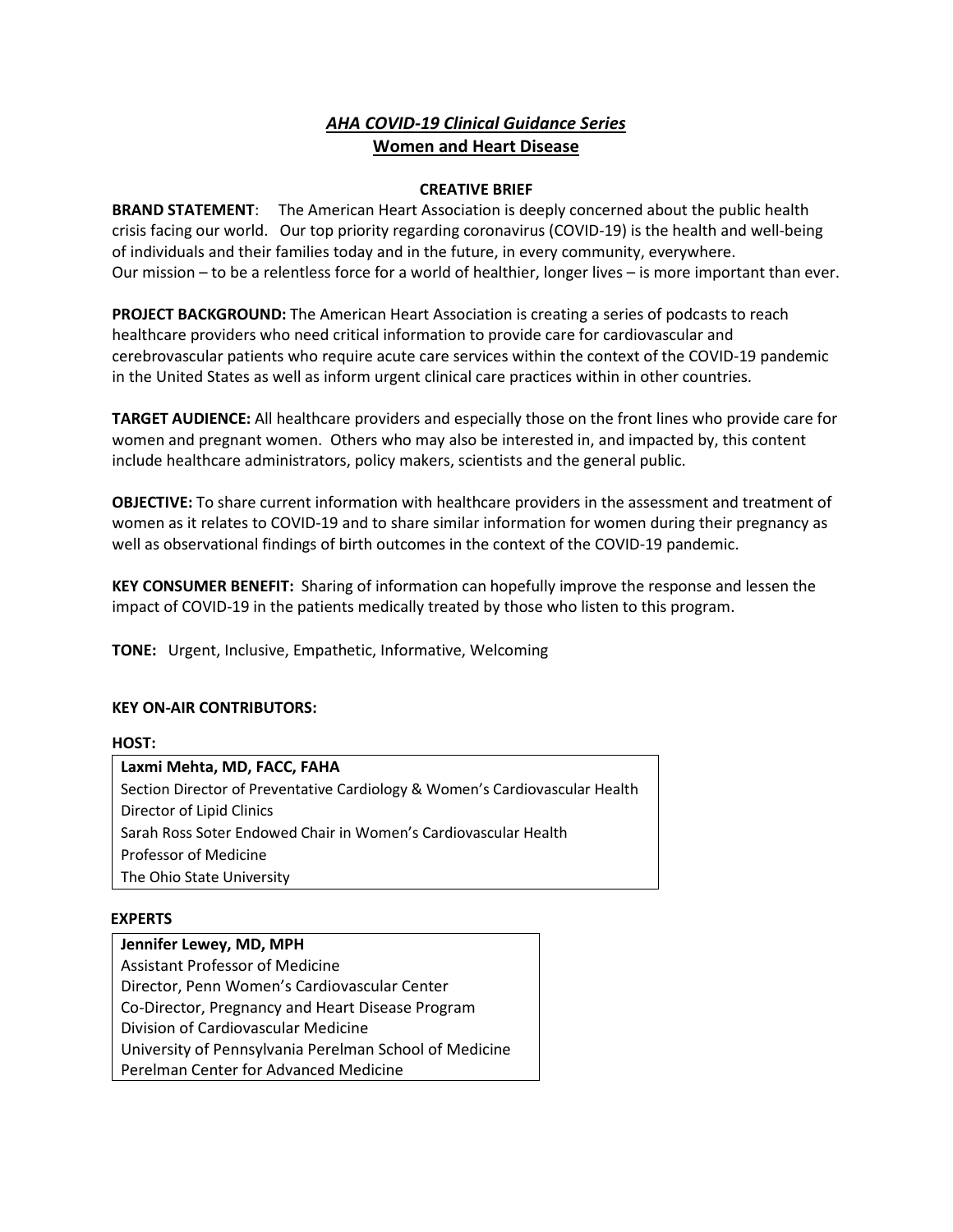# *AHA COVID-19 Clinical Guidance Series*
## Women and Heart Disease

**CREATIVE BRIEF**

**BRAND STATEMENT**: The American Heart Association is deeply concerned about the public health crisis facing our world. Our top priority regarding coronavirus (COVID-19) is the health and well-being of individuals and their families today and in the future, in every community, everywhere. Our mission – to be a relentless force for a world of healthier, longer lives – is more important than ever.

**PROJECT BACKGROUND:** The American Heart Association is creating a series of podcasts to reach healthcare providers who need critical information to provide care for cardiovascular and cerebrovascular patients who require acute care services within the context of the COVID-19 pandemic in the United States as well as inform urgent clinical care practices within in other countries.

**TARGET AUDIENCE:** All healthcare providers and especially those on the front lines who provide care for women and pregnant women. Others who may also be interested in, and impacted by, this content include healthcare administrators, policy makers, scientists and the general public.

**OBJECTIVE:** To share current information with healthcare providers in the assessment and treatment of women as it relates to COVID-19 and to share similar information for women during their pregnancy as well as observational findings of birth outcomes in the context of the COVID-19 pandemic.

**KEY CONSUMER BENEFIT:** Sharing of information can hopefully improve the response and lessen the impact of COVID-19 in the patients medically treated by those who listen to this program.

**TONE:** Urgent, Inclusive, Empathetic, Informative, Welcoming

**KEY ON-AIR CONTRIBUTORS:**

**HOST:**

**Laxmi Mehta, MD, FACC, FAHA**
Section Director of Preventative Cardiology & Women's Cardiovascular Health
Director of Lipid Clinics
Sarah Ross Soter Endowed Chair in Women's Cardiovascular Health
Professor of Medicine
The Ohio State University

**EXPERTS**

**Jennifer Lewey, MD, MPH**
Assistant Professor of Medicine
Director, Penn Women's Cardiovascular Center
Co-Director, Pregnancy and Heart Disease Program
Division of Cardiovascular Medicine
University of Pennsylvania Perelman School of Medicine
Perelman Center for Advanced Medicine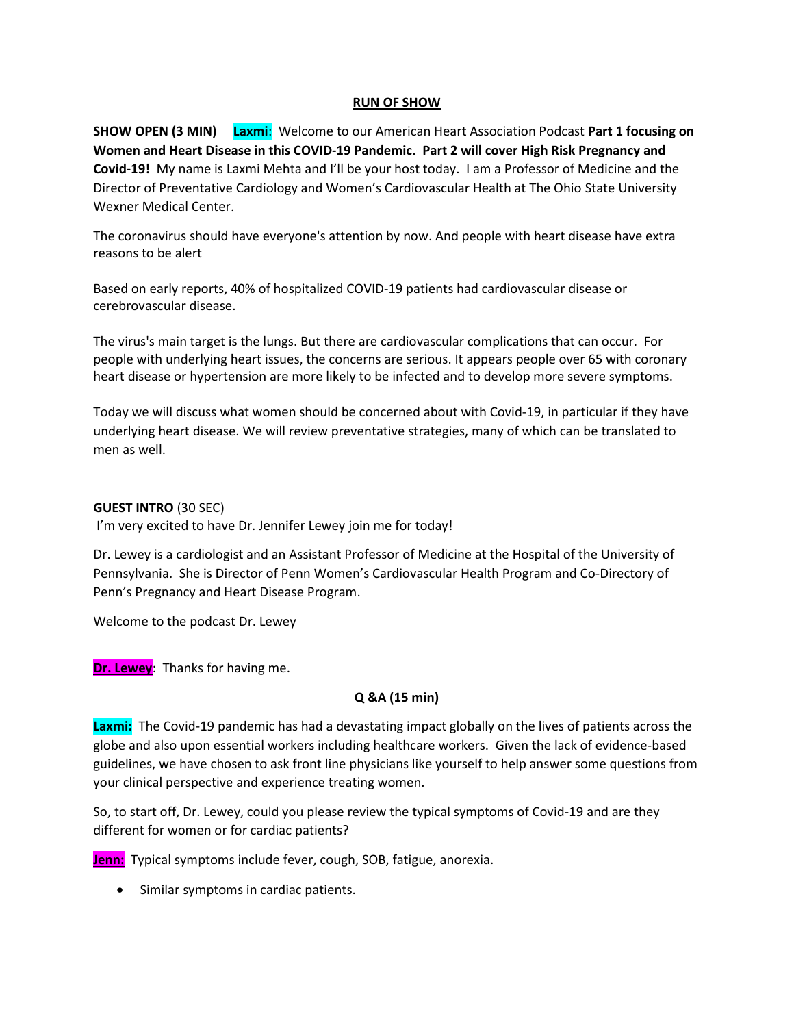**RUN OF SHOW**

**SHOW OPEN (3 MIN)** **Laxmi**: Welcome to our American Heart Association Podcast **Part 1 focusing on Women and Heart Disease in this COVID-19 Pandemic. Part 2 will cover High Risk Pregnancy and Covid-19!** My name is Laxmi Mehta and I'll be your host today. I am a Professor of Medicine and the Director of Preventative Cardiology and Women's Cardiovascular Health at The Ohio State University Wexner Medical Center.

The coronavirus should have everyone's attention by now. And people with heart disease have extra reasons to be alert

Based on early reports, 40% of hospitalized COVID-19 patients had cardiovascular disease or cerebrovascular disease.

The virus's main target is the lungs. But there are cardiovascular complications that can occur. For people with underlying heart issues, the concerns are serious. It appears people over 65 with coronary heart disease or hypertension are more likely to be infected and to develop more severe symptoms.

Today we will discuss what women should be concerned about with Covid-19, in particular if they have underlying heart disease. We will review preventative strategies, many of which can be translated to men as well.

**GUEST INTRO** (30 SEC)

I'm very excited to have Dr. Jennifer Lewey join me for today!

Dr. Lewey is a cardiologist and an Assistant Professor of Medicine at the Hospital of the University of Pennsylvania. She is Director of Penn Women's Cardiovascular Health Program and Co-Directory of Penn's Pregnancy and Heart Disease Program.

Welcome to the podcast Dr. Lewey

**Dr. Lewey**: Thanks for having me.

**Q &A (15 min)**

**Laxmi:** The Covid-19 pandemic has had a devastating impact globally on the lives of patients across the globe and also upon essential workers including healthcare workers. Given the lack of evidence-based guidelines, we have chosen to ask front line physicians like yourself to help answer some questions from your clinical perspective and experience treating women.

So, to start off, Dr. Lewey, could you please review the typical symptoms of Covid-19 and are they different for women or for cardiac patients?

**Jenn:** Typical symptoms include fever, cough, SOB, fatigue, anorexia.

- Similar symptoms in cardiac patients.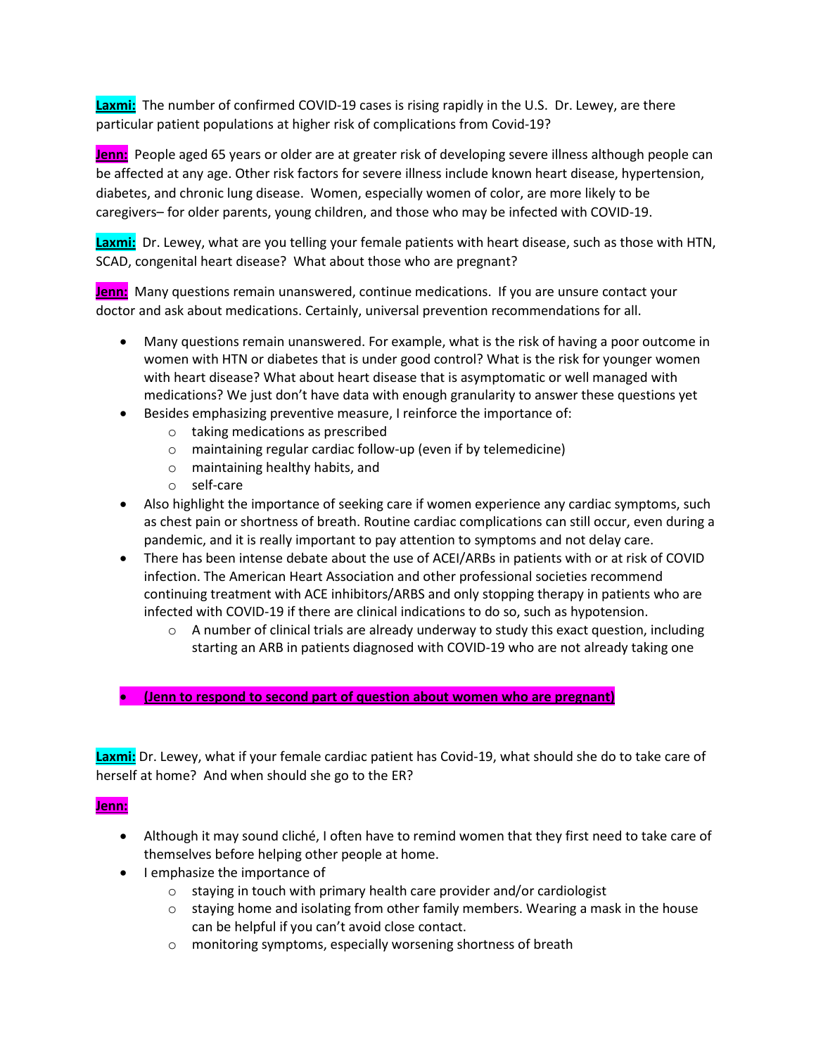**Laxmi:** The number of confirmed COVID-19 cases is rising rapidly in the U.S. Dr. Lewey, are there particular patient populations at higher risk of complications from Covid-19?

**Jenn:** People aged 65 years or older are at greater risk of developing severe illness although people can be affected at any age. Other risk factors for severe illness include known heart disease, hypertension, diabetes, and chronic lung disease. Women, especially women of color, are more likely to be caregivers– for older parents, young children, and those who may be infected with COVID-19.

**Laxmi:** Dr. Lewey, what are you telling your female patients with heart disease, such as those with HTN, SCAD, congenital heart disease? What about those who are pregnant?

**Jenn:** Many questions remain unanswered, continue medications. If you are unsure contact your doctor and ask about medications. Certainly, universal prevention recommendations for all.

- Many questions remain unanswered. For example, what is the risk of having a poor outcome in women with HTN or diabetes that is under good control? What is the risk for younger women with heart disease? What about heart disease that is asymptomatic or well managed with medications? We just don't have data with enough granularity to answer these questions yet
- Besides emphasizing preventive measure, I reinforce the importance of:
  - taking medications as prescribed
  - maintaining regular cardiac follow-up (even if by telemedicine)
  - maintaining healthy habits, and
  - self-care
- Also highlight the importance of seeking care if women experience any cardiac symptoms, such as chest pain or shortness of breath. Routine cardiac complications can still occur, even during a pandemic, and it is really important to pay attention to symptoms and not delay care.
- There has been intense debate about the use of ACEI/ARBs in patients with or at risk of COVID infection. The American Heart Association and other professional societies recommend continuing treatment with ACE inhibitors/ARBS and only stopping therapy in patients who are infected with COVID-19 if there are clinical indications to do so, such as hypotension.
  - A number of clinical trials are already underway to study this exact question, including starting an ARB in patients diagnosed with COVID-19 who are not already taking one

- **(Jenn to respond to second part of question about women who are pregnant)**

**Laxmi:** Dr. Lewey, what if your female cardiac patient has Covid-19, what should she do to take care of herself at home? And when should she go to the ER?

**Jenn:**

- Although it may sound cliché, I often have to remind women that they first need to take care of themselves before helping other people at home.
- I emphasize the importance of
  - staying in touch with primary health care provider and/or cardiologist
  - staying home and isolating from other family members. Wearing a mask in the house can be helpful if you can't avoid close contact.
  - monitoring symptoms, especially worsening shortness of breath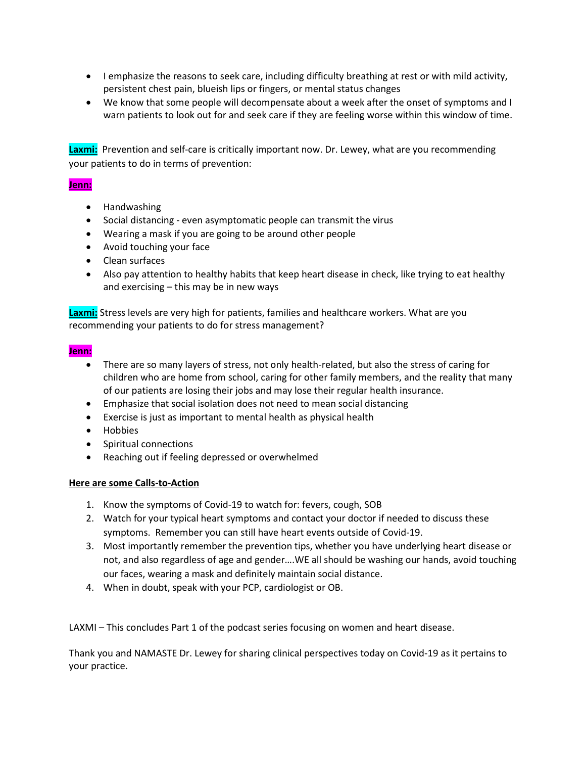- I emphasize the reasons to seek care, including difficulty breathing at rest or with mild activity, persistent chest pain, blueish lips or fingers, or mental status changes
- We know that some people will decompensate about a week after the onset of symptoms and I warn patients to look out for and seek care if they are feeling worse within this window of time.

**Laxmi:** Prevention and self-care is critically important now. Dr. Lewey, what are you recommending your patients to do in terms of prevention:

**Jenn:**

- Handwashing
- Social distancing - even asymptomatic people can transmit the virus
- Wearing a mask if you are going to be around other people
- Avoid touching your face
- Clean surfaces
- Also pay attention to healthy habits that keep heart disease in check, like trying to eat healthy and exercising – this may be in new ways

**Laxmi:** Stress levels are very high for patients, families and healthcare workers. What are you recommending your patients to do for stress management?

**Jenn:**

- There are so many layers of stress, not only health-related, but also the stress of caring for children who are home from school, caring for other family members, and the reality that many of our patients are losing their jobs and may lose their regular health insurance.
- Emphasize that social isolation does not need to mean social distancing
- Exercise is just as important to mental health as physical health
- Hobbies
- Spiritual connections
- Reaching out if feeling depressed or overwhelmed

**Here are some Calls-to-Action**

1. Know the symptoms of Covid-19 to watch for: fevers, cough, SOB
2. Watch for your typical heart symptoms and contact your doctor if needed to discuss these symptoms. Remember you can still have heart events outside of Covid-19.
3. Most importantly remember the prevention tips, whether you have underlying heart disease or not, and also regardless of age and gender….WE all should be washing our hands, avoid touching our faces, wearing a mask and definitely maintain social distance.
4. When in doubt, speak with your PCP, cardiologist or OB.

LAXMI – This concludes Part 1 of the podcast series focusing on women and heart disease.

Thank you and NAMASTE Dr. Lewey for sharing clinical perspectives today on Covid-19 as it pertains to your practice.